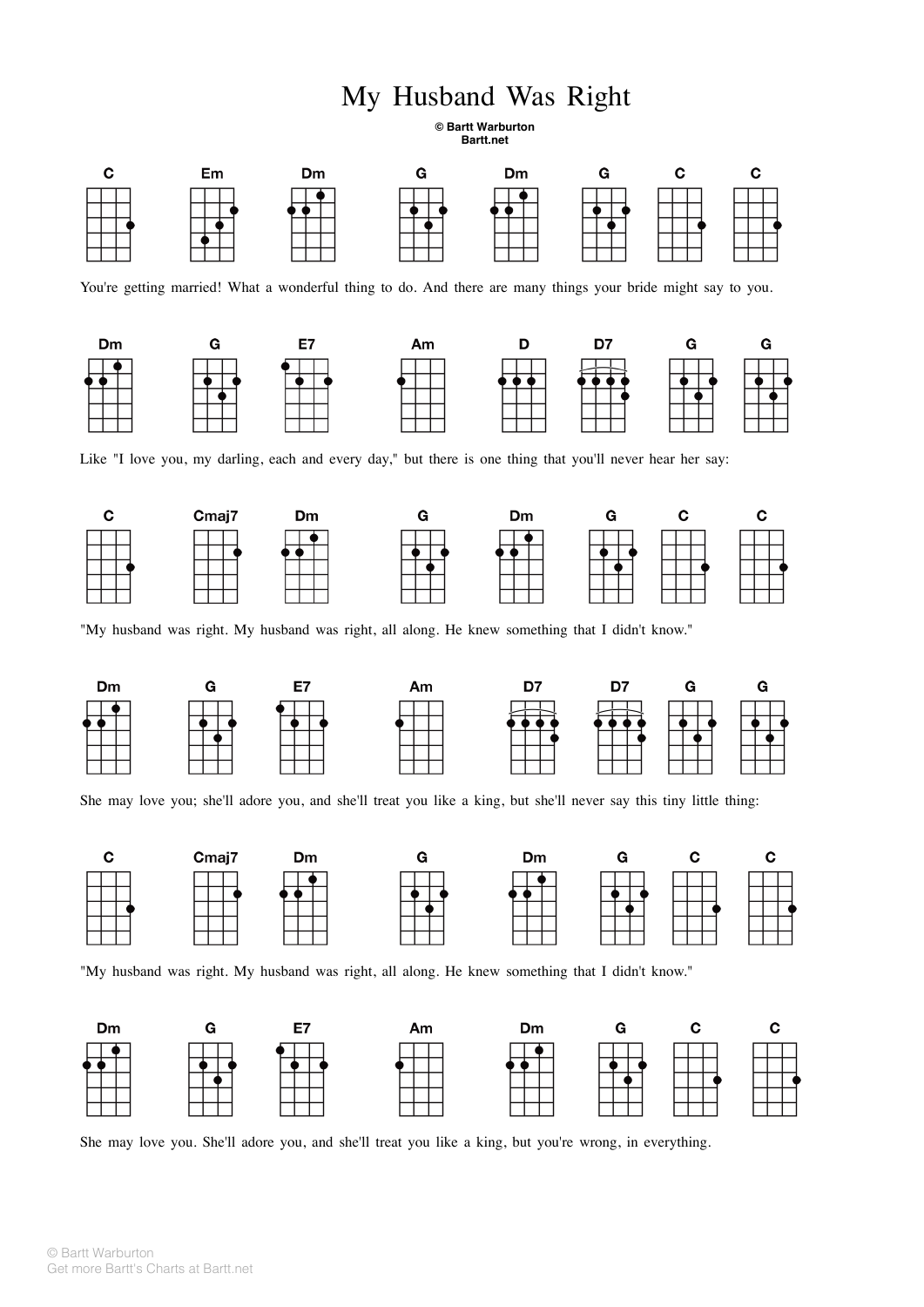# My Husband Was Right

**© Bartt Warburton**
**Bartt.net**

C Em Dm G Dm G C C

You're getting married! What a wonderful thing to do. And there are many things your bride might say to you.

Dm G E7 Am D D7 G G

Like "I love you, my darling, each and every day," but there is one thing that you'll never hear her say:

C Cmaj7 Dm G Dm G C C

"My husband was right. My husband was right, all along. He knew something that I didn't know."

Dm G E7 Am D7 D7 G G

She may love you; she'll adore you, and she'll treat you like a king, but she'll never say this tiny little thing:

C Cmaj7 Dm G Dm G C C

"My husband was right. My husband was right, all along. He knew something that I didn't know."

Dm G E7 Am Dm G C C

She may love you. She'll adore you, and she'll treat you like a king, but you're wrong, in everything.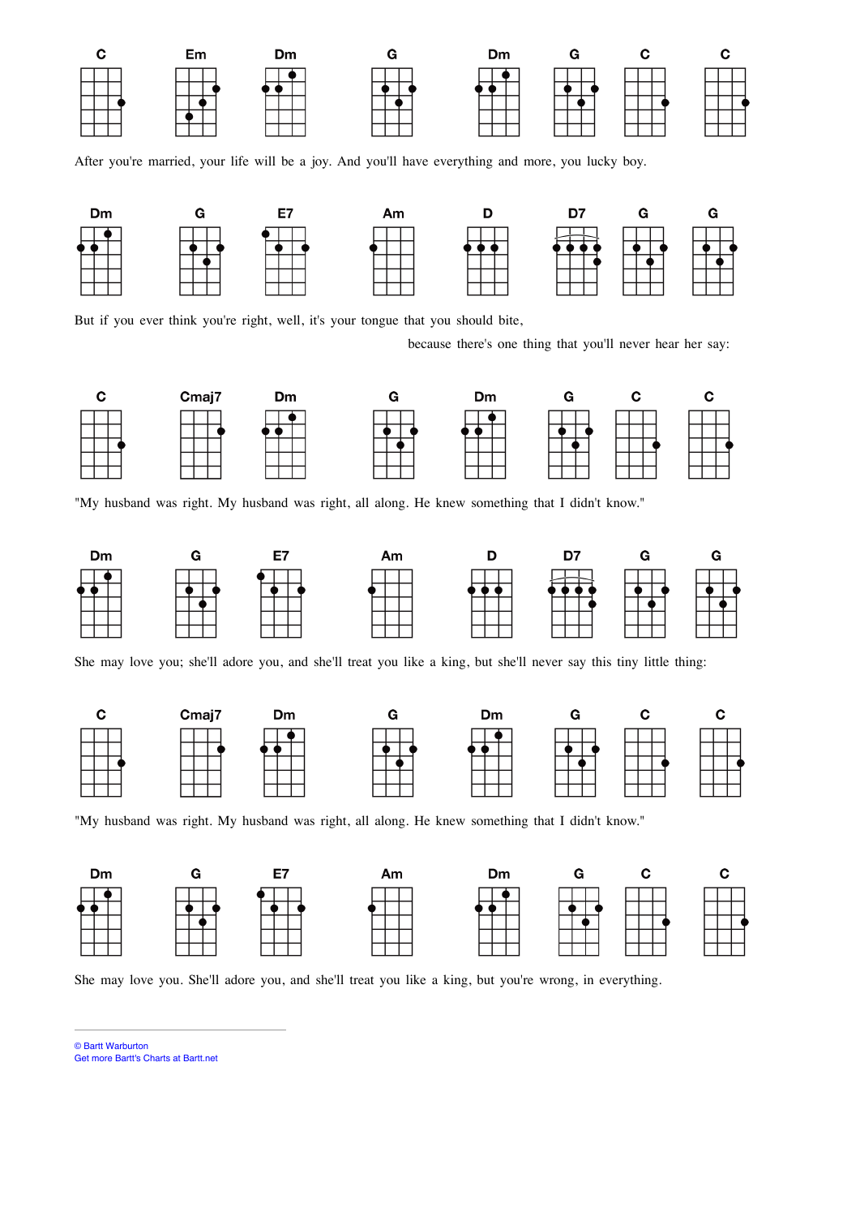C Em Dm G Dm G C C

After you're married, your life will be a joy. And you'll have everything and more, you lucky boy.

Dm G E7 Am D D7 G G

But if you ever think you're right, well, it's your tongue that you should bite,

because there's one thing that you'll never hear her say:

C Cmaj7 Dm G Dm G C C

"My husband was right. My husband was right, all along. He knew something that I didn't know."

Dm G E7 Am D D7 G G

She may love you; she'll adore you, and she'll treat you like a king, but she'll never say this tiny little thing:

C Cmaj7 Dm G Dm G C C

"My husband was right. My husband was right, all along. He knew something that I didn't know."

Dm G E7 Am Dm G C C

She may love you. She'll adore you, and she'll treat you like a king, but you're wrong, in everything.

---

© Bartt Warburton
Get more Bartt's Charts at Bartt.net